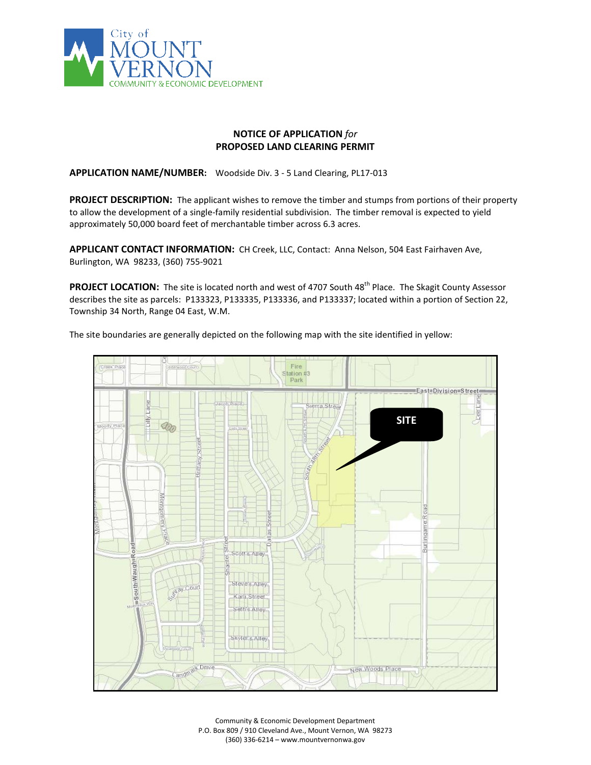City of MOUNT VERNON
COMMUNITY & ECONOMIC DEVELOPMENT

# NOTICE OF APPLICATION *for* PROPOSED LAND CLEARING PERMIT

**APPLICATION NAME/NUMBER:** Woodside Div. 3 - 5 Land Clearing, PL17-013

**PROJECT DESCRIPTION:** The applicant wishes to remove the timber and stumps from portions of their property to allow the development of a single-family residential subdivision. The timber removal is expected to yield approximately 50,000 board feet of merchantable timber across 6.3 acres.

**APPLICANT CONTACT INFORMATION:** CH Creek, LLC, Contact: Anna Nelson, 504 East Fairhaven Ave, Burlington, WA 98233, (360) 755-9021

**PROJECT LOCATION:** The site is located north and west of 4707 South 48th Place. The Skagit County Assessor describes the site as parcels: P133323, P133335, P133336, and P133337; located within a portion of Section 22, Township 34 North, Range 04 East, W.M.

The site boundaries are generally depicted on the following map with the site identified in yellow:

Community & Economic Development Department
P.O. Box 809 / 910 Cleveland Ave., Mount Vernon, WA 98273
(360) 336-6214 – www.mountvernonwa.gov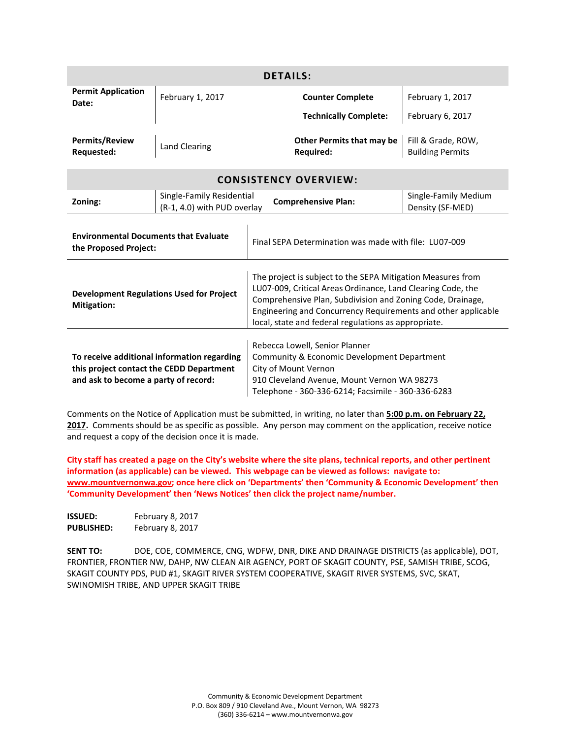## DETAILS:

| | | | |
|---|---|---|---|
| **Permit Application Date:** | February 1, 2017 | **Counter Complete** | February 1, 2017 |
| | | **Technically Complete:** | February 6, 2017 |
| **Permits/Review Requested:** | Land Clearing | **Other Permits that may be Required:** | Fill & Grade, ROW, Building Permits |

## CONSISTENCY OVERVIEW:

| | | | |
|---|---|---|---|
| **Zoning:** | Single-Family Residential (R-1, 4.0) with PUD overlay | **Comprehensive Plan:** | Single-Family Medium Density (SF-MED) |

| | |
|---|---|
| **Environmental Documents that Evaluate the Proposed Project:** | Final SEPA Determination was made with file: LU07-009 |
| **Development Regulations Used for Project Mitigation:** | The project is subject to the SEPA Mitigation Measures from LU07-009, Critical Areas Ordinance, Land Clearing Code, the Comprehensive Plan, Subdivision and Zoning Code, Drainage, Engineering and Concurrency Requirements and other applicable local, state and federal regulations as appropriate. |
| **To receive additional information regarding this project contact the CEDD Department and ask to become a party of record:** | Rebecca Lowell, Senior Planner<br>Community & Economic Development Department<br>City of Mount Vernon<br>910 Cleveland Avenue, Mount Vernon WA 98273<br>Telephone - 360-336-6214; Facsimile - 360-336-6283 |

Comments on the Notice of Application must be submitted, in writing, no later than **5:00 p.m. on February 22, 2017.** Comments should be as specific as possible. Any person may comment on the application, receive notice and request a copy of the decision once it is made.

**City staff has created a page on the City's website where the site plans, technical reports, and other pertinent information (as applicable) can be viewed. This webpage can be viewed as follows: navigate to: www.mountvernonwa.gov; once here click on 'Departments' then 'Community & Economic Development' then 'Community Development' then 'News Notices' then click the project name/number.**

**ISSUED:** February 8, 2017
**PUBLISHED:** February 8, 2017

**SENT TO:** DOE, COE, COMMERCE, CNG, WDFW, DNR, DIKE AND DRAINAGE DISTRICTS (as applicable), DOT, FRONTIER, FRONTIER NW, DAHP, NW CLEAN AIR AGENCY, PORT OF SKAGIT COUNTY, PSE, SAMISH TRIBE, SCOG, SKAGIT COUNTY PDS, PUD #1, SKAGIT RIVER SYSTEM COOPERATIVE, SKAGIT RIVER SYSTEMS, SVC, SKAT, SWINOMISH TRIBE, AND UPPER SKAGIT TRIBE